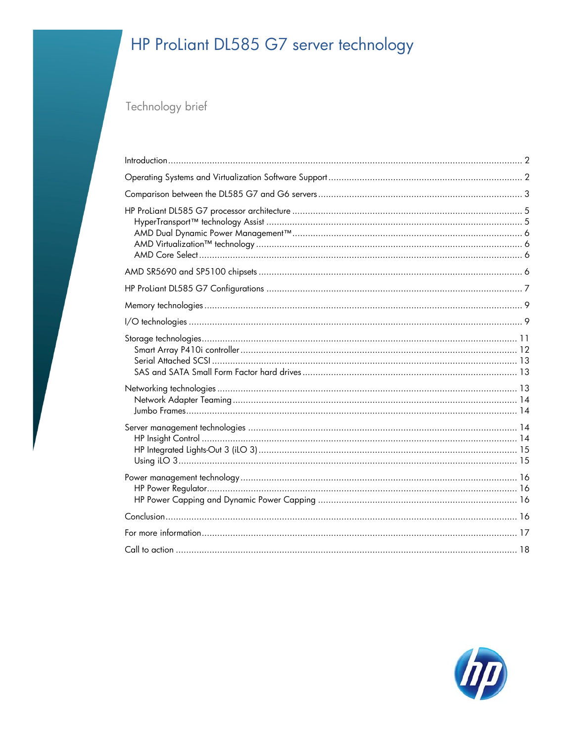# HP ProLiant DL585 G7 server technology

Technology brief

- Introduction ........ 2
- Operating Systems and Virtualization Software Support ........ 2
- Comparison between the DL585 G7 and G6 servers ........ 3
- HP ProLiant DL585 G7 processor architecture ........ 5
  - HyperTransport™ technology Assist ........ 5
  - AMD Dual Dynamic Power Management™ ........ 6
  - AMD Virtualization™ technology ........ 6
  - AMD Core Select ........ 6
- AMD SR5690 and SP5100 chipsets ........ 6
- HP ProLiant DL585 G7 Configurations ........ 7
- Memory technologies ........ 9
- I/O technologies ........ 9
- Storage technologies ........ 11
  - Smart Array P410i controller ........ 12
  - Serial Attached SCSI ........ 13
  - SAS and SATA Small Form Factor hard drives ........ 13
- Networking technologies ........ 13
  - Network Adapter Teaming ........ 14
  - Jumbo Frames ........ 14
- Server management technologies ........ 14
  - HP Insight Control ........ 14
  - HP Integrated Lights-Out 3 (iLO 3) ........ 15
  - Using iLO 3 ........ 15
- Power management technology ........ 16
  - HP Power Regulator ........ 16
  - HP Power Capping and Dynamic Power Capping ........ 16
- Conclusion ........ 16
- For more information ........ 17
- Call to action ........ 18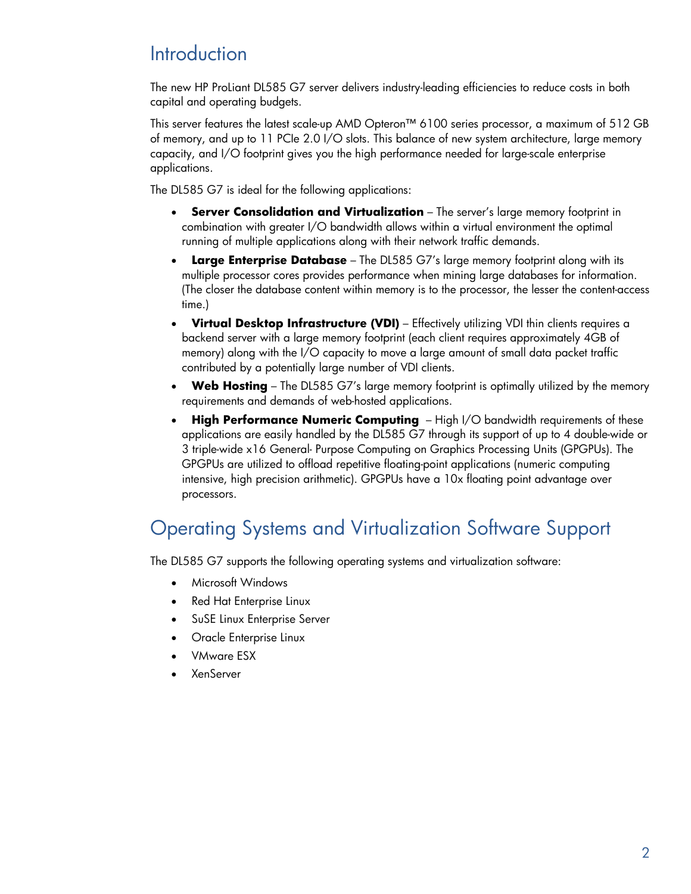## Introduction

The new HP ProLiant DL585 G7 server delivers industry-leading efficiencies to reduce costs in both capital and operating budgets.

This server features the latest scale-up AMD Opteron™ 6100 series processor, a maximum of 512 GB of memory, and up to 11 PCIe 2.0 I/O slots. This balance of new system architecture, large memory capacity, and I/O footprint gives you the high performance needed for large-scale enterprise applications.

The DL585 G7 is ideal for the following applications:

- **Server Consolidation and Virtualization** – The server's large memory footprint in combination with greater I/O bandwidth allows within a virtual environment the optimal running of multiple applications along with their network traffic demands.
- **Large Enterprise Database** – The DL585 G7's large memory footprint along with its multiple processor cores provides performance when mining large databases for information. (The closer the database content within memory is to the processor, the lesser the content-access time.)
- **Virtual Desktop Infrastructure (VDI)** – Effectively utilizing VDI thin clients requires a backend server with a large memory footprint (each client requires approximately 4GB of memory) along with the I/O capacity to move a large amount of small data packet traffic contributed by a potentially large number of VDI clients.
- **Web Hosting** – The DL585 G7's large memory footprint is optimally utilized by the memory requirements and demands of web-hosted applications.
- **High Performance Numeric Computing** – High I/O bandwidth requirements of these applications are easily handled by the DL585 G7 through its support of up to 4 double-wide or 3 triple-wide x16 General- Purpose Computing on Graphics Processing Units (GPGPUs). The GPGPUs are utilized to offload repetitive floating-point applications (numeric computing intensive, high precision arithmetic). GPGPUs have a 10x floating point advantage over processors.

## Operating Systems and Virtualization Software Support

The DL585 G7 supports the following operating systems and virtualization software:

- Microsoft Windows
- Red Hat Enterprise Linux
- SuSE Linux Enterprise Server
- Oracle Enterprise Linux
- VMware ESX
- XenServer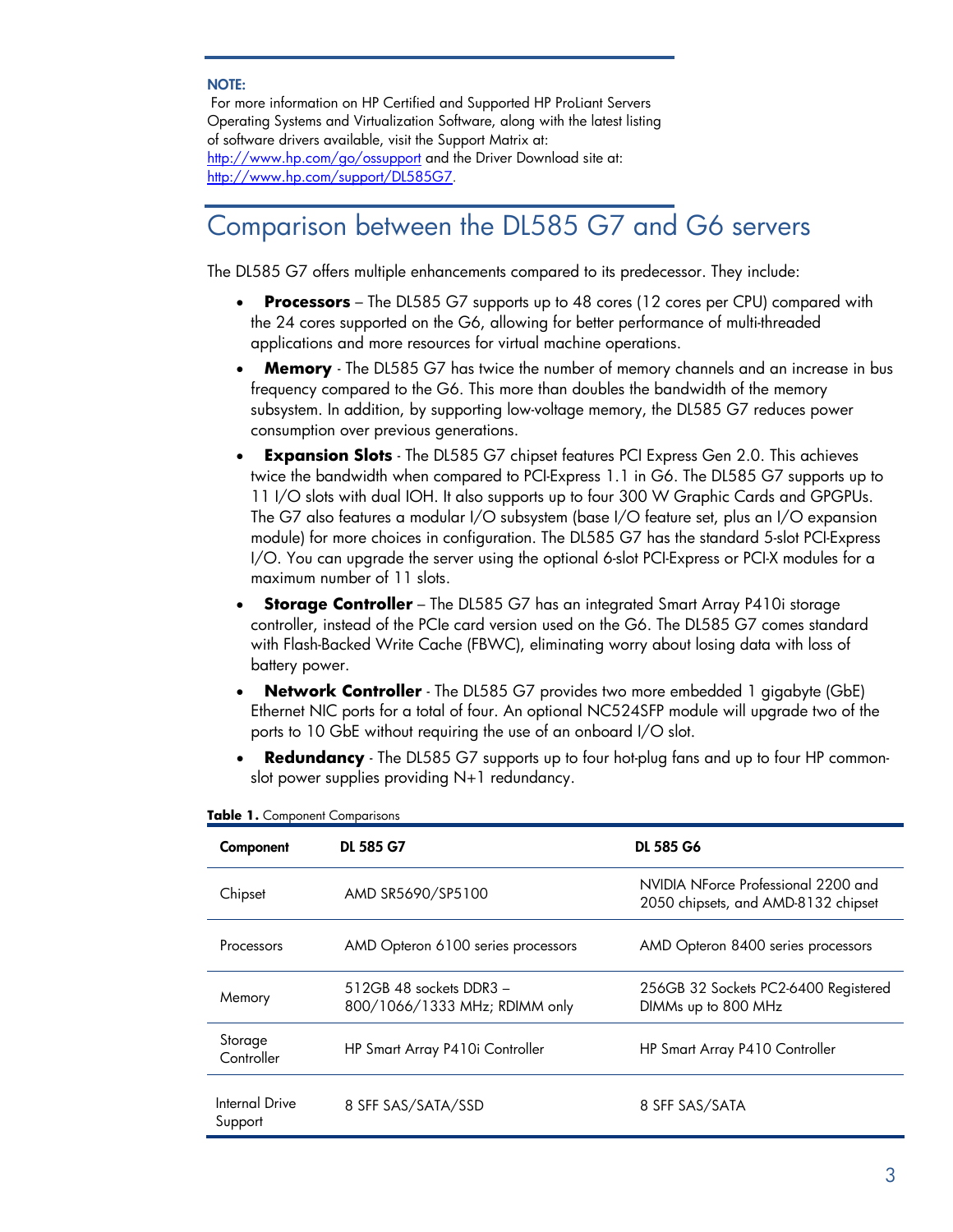**NOTE:**

For more information on HP Certified and Supported HP ProLiant Servers Operating Systems and Virtualization Software, along with the latest listing of software drivers available, visit the Support Matrix at: http://www.hp.com/go/ossupport and the Driver Download site at: http://www.hp.com/support/DL585G7.

# Comparison between the DL585 G7 and G6 servers

The DL585 G7 offers multiple enhancements compared to its predecessor. They include:

- **Processors** – The DL585 G7 supports up to 48 cores (12 cores per CPU) compared with the 24 cores supported on the G6, allowing for better performance of multi-threaded applications and more resources for virtual machine operations.
- **Memory** - The DL585 G7 has twice the number of memory channels and an increase in bus frequency compared to the G6. This more than doubles the bandwidth of the memory subsystem. In addition, by supporting low-voltage memory, the DL585 G7 reduces power consumption over previous generations.
- **Expansion Slots** - The DL585 G7 chipset features PCI Express Gen 2.0. This achieves twice the bandwidth when compared to PCI-Express 1.1 in G6. The DL585 G7 supports up to 11 I/O slots with dual IOH. It also supports up to four 300 W Graphic Cards and GPGPUs. The G7 also features a modular I/O subsystem (base I/O feature set, plus an I/O expansion module) for more choices in configuration. The DL585 G7 has the standard 5-slot PCI-Express I/O. You can upgrade the server using the optional 6-slot PCI-Express or PCI-X modules for a maximum number of 11 slots.
- **Storage Controller** – The DL585 G7 has an integrated Smart Array P410i storage controller, instead of the PCIe card version used on the G6. The DL585 G7 comes standard with Flash-Backed Write Cache (FBWC), eliminating worry about losing data with loss of battery power.
- **Network Controller** - The DL585 G7 provides two more embedded 1 gigabyte (GbE) Ethernet NIC ports for a total of four. An optional NC524SFP module will upgrade two of the ports to 10 GbE without requiring the use of an onboard I/O slot.
- **Redundancy** - The DL585 G7 supports up to four hot-plug fans and up to four HP common-slot power supplies providing N+1 redundancy.

**Table 1.** Component Comparisons

| Component | DL 585 G7 | DL 585 G6 |
|---|---|---|
| Chipset | AMD SR5690/SP5100 | NVIDIA NForce Professional 2200 and 2050 chipsets, and AMD-8132 chipset |
| Processors | AMD Opteron 6100 series processors | AMD Opteron 8400 series processors |
| Memory | 512GB 48 sockets DDR3 – 800/1066/1333 MHz; RDIMM only | 256GB 32 Sockets PC2-6400 Registered DIMMs up to 800 MHz |
| Storage Controller | HP Smart Array P410i Controller | HP Smart Array P410 Controller |
| Internal Drive Support | 8 SFF SAS/SATA/SSD | 8 SFF SAS/SATA |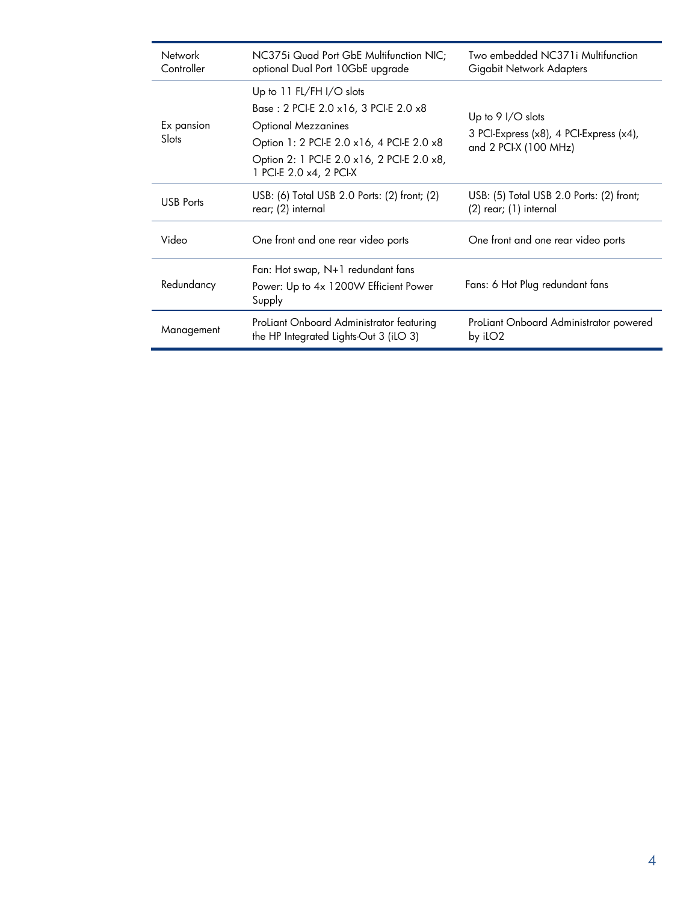| | | |
|---|---|---|
| Network Controller | NC375i Quad Port GbE Multifunction NIC; optional Dual Port 10GbE upgrade | Two embedded NC371i Multifunction Gigabit Network Adapters |
| Ex pansion Slots | Up to 11 FL/FH I/O slots<br>Base : 2 PCI-E 2.0 x16, 3 PCI-E 2.0 x8<br>Optional Mezzanines<br>Option 1: 2 PCI-E 2.0 x16, 4 PCI-E 2.0 x8<br>Option 2: 1 PCI-E 2.0 x16, 2 PCI-E 2.0 x8, 1 PCI-E 2.0 x4, 2 PCI-X | Up to 9 I/O slots<br>3 PCI-Express (x8), 4 PCI-Express (x4), and 2 PCI-X (100 MHz) |
| USB Ports | USB: (6) Total USB 2.0 Ports: (2) front; (2) rear; (2) internal | USB: (5) Total USB 2.0 Ports: (2) front; (2) rear; (1) internal |
| Video | One front and one rear video ports | One front and one rear video ports |
| Redundancy | Fan: Hot swap, N+1 redundant fans<br>Power: Up to 4x 1200W Efficient Power Supply | Fans: 6 Hot Plug redundant fans |
| Management | ProLiant Onboard Administrator featuring the HP Integrated Lights-Out 3 (iLO 3) | ProLiant Onboard Administrator powered by iLO2 |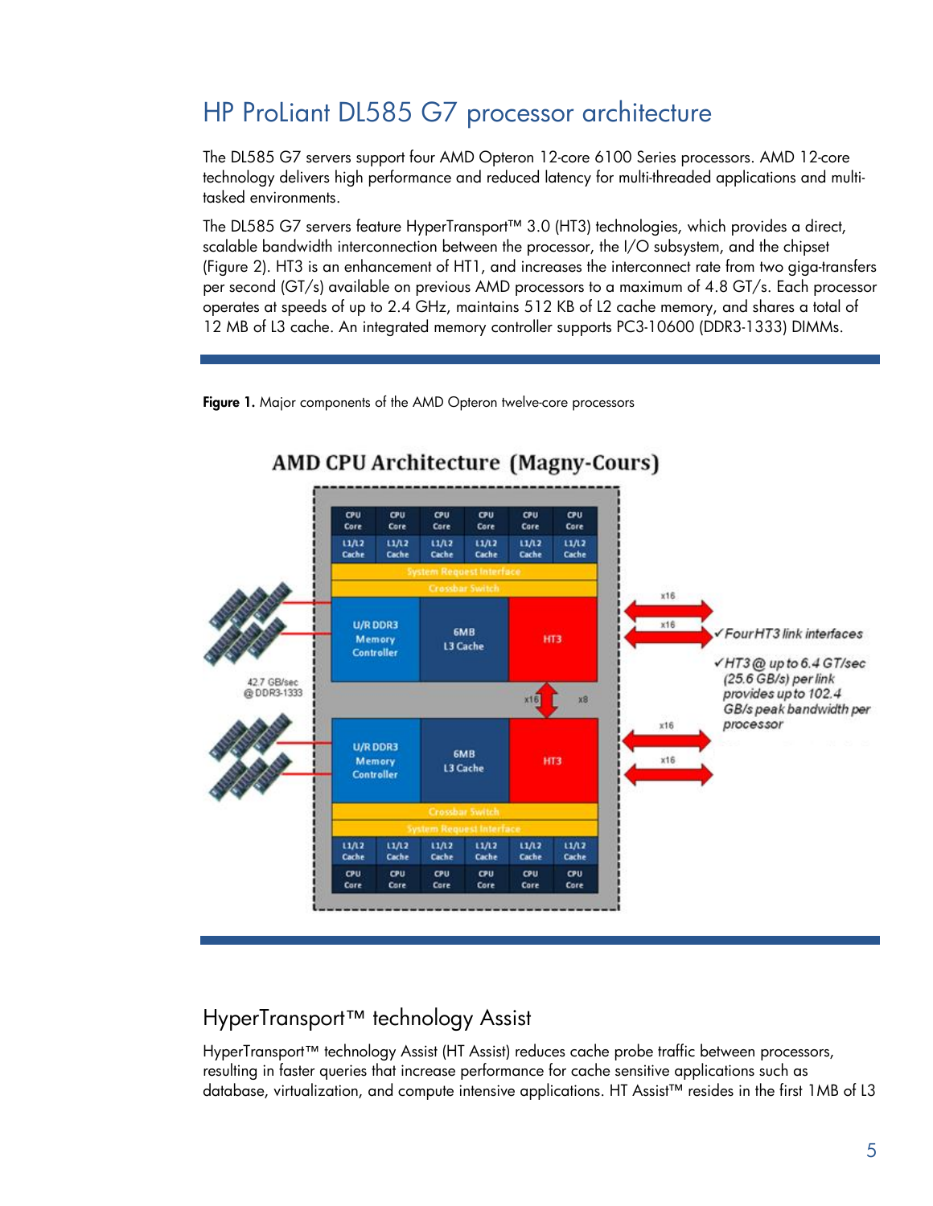## HP ProLiant DL585 G7 processor architecture

The DL585 G7 servers support four AMD Opteron 12-core 6100 Series processors. AMD 12-core technology delivers high performance and reduced latency for multi-threaded applications and multi-tasked environments.

The DL585 G7 servers feature HyperTransport™ 3.0 (HT3) technologies, which provides a direct, scalable bandwidth interconnection between the processor, the I/O subsystem, and the chipset (Figure 2). HT3 is an enhancement of HT1, and increases the interconnect rate from two giga-transfers per second (GT/s) available on previous AMD processors to a maximum of 4.8 GT/s. Each processor operates at speeds of up to 2.4 GHz, maintains 512 KB of L2 cache memory, and shares a total of 12 MB of L3 cache. An integrated memory controller supports PC3-10600 (DDR3-1333) DIMMs.

**Figure 1.** Major components of the AMD Opteron twelve-core processors

## HyperTransport™ technology Assist

HyperTransport™ technology Assist (HT Assist) reduces cache probe traffic between processors, resulting in faster queries that increase performance for cache sensitive applications such as database, virtualization, and compute intensive applications. HT Assist™ resides in the first 1MB of L3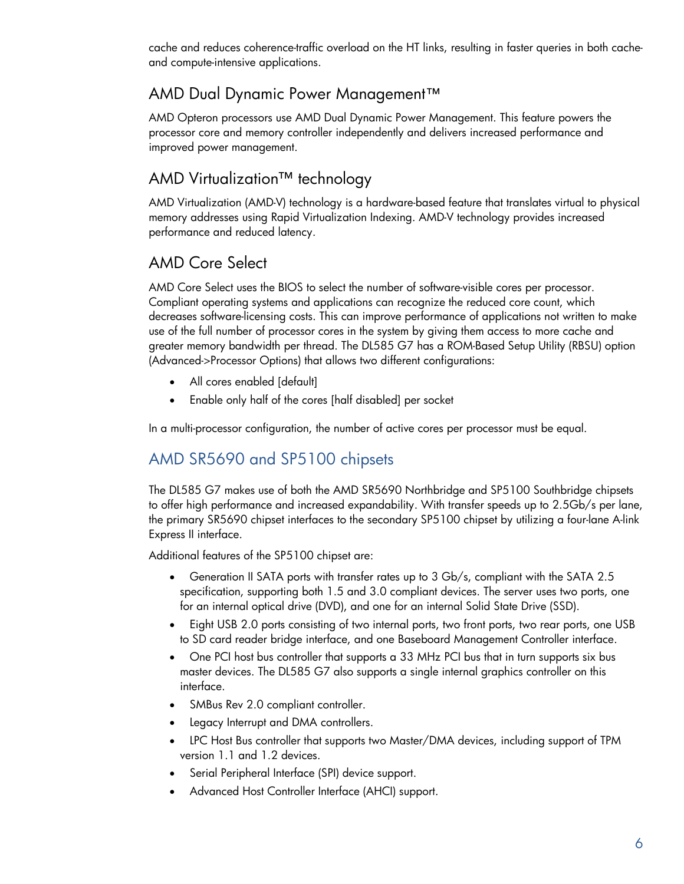cache and reduces coherence-traffic overload on the HT links, resulting in faster queries in both cache- and compute-intensive applications.

### AMD Dual Dynamic Power Management™

AMD Opteron processors use AMD Dual Dynamic Power Management. This feature powers the processor core and memory controller independently and delivers increased performance and improved power management.

### AMD Virtualization™ technology

AMD Virtualization (AMD-V) technology is a hardware-based feature that translates virtual to physical memory addresses using Rapid Virtualization Indexing. AMD-V technology provides increased performance and reduced latency.

### AMD Core Select

AMD Core Select uses the BIOS to select the number of software-visible cores per processor. Compliant operating systems and applications can recognize the reduced core count, which decreases software-licensing costs. This can improve performance of applications not written to make use of the full number of processor cores in the system by giving them access to more cache and greater memory bandwidth per thread. The DL585 G7 has a ROM-Based Setup Utility (RBSU) option (Advanced->Processor Options) that allows two different configurations:

- All cores enabled [default]
- Enable only half of the cores [half disabled] per socket

In a multi-processor configuration, the number of active cores per processor must be equal.

## AMD SR5690 and SP5100 chipsets

The DL585 G7 makes use of both the AMD SR5690 Northbridge and SP5100 Southbridge chipsets to offer high performance and increased expandability. With transfer speeds up to 2.5Gb/s per lane, the primary SR5690 chipset interfaces to the secondary SP5100 chipset by utilizing a four-lane A-link Express II interface.

Additional features of the SP5100 chipset are:

- Generation II SATA ports with transfer rates up to 3 Gb/s, compliant with the SATA 2.5 specification, supporting both 1.5 and 3.0 compliant devices. The server uses two ports, one for an internal optical drive (DVD), and one for an internal Solid State Drive (SSD).
- Eight USB 2.0 ports consisting of two internal ports, two front ports, two rear ports, one USB to SD card reader bridge interface, and one Baseboard Management Controller interface.
- One PCI host bus controller that supports a 33 MHz PCI bus that in turn supports six bus master devices. The DL585 G7 also supports a single internal graphics controller on this interface.
- SMBus Rev 2.0 compliant controller.
- Legacy Interrupt and DMA controllers.
- LPC Host Bus controller that supports two Master/DMA devices, including support of TPM version 1.1 and 1.2 devices.
- Serial Peripheral Interface (SPI) device support.
- Advanced Host Controller Interface (AHCI) support.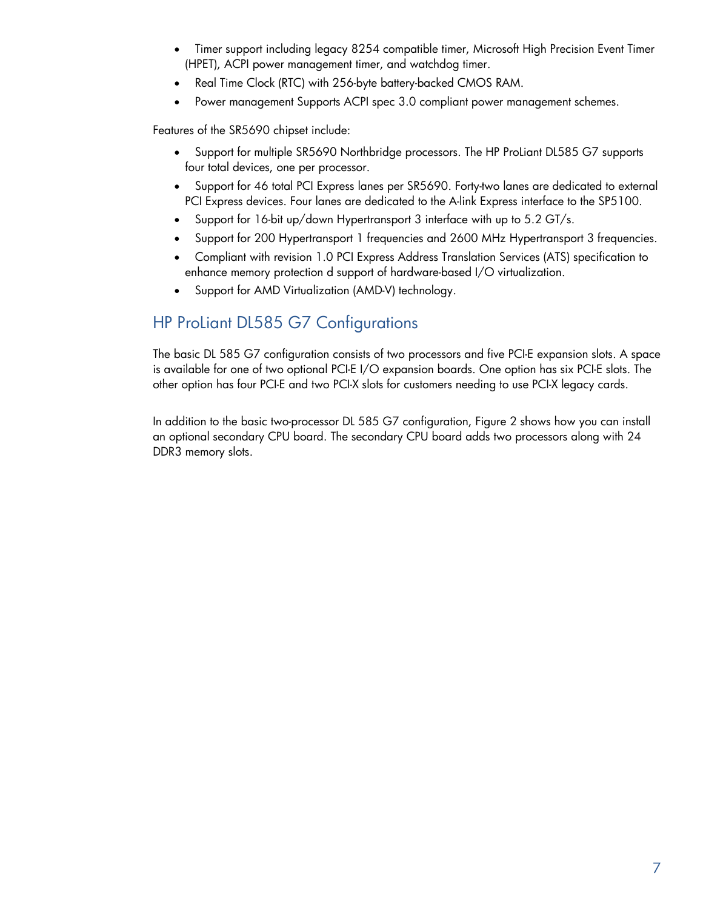- Timer support including legacy 8254 compatible timer, Microsoft High Precision Event Timer (HPET), ACPI power management timer, and watchdog timer.
- Real Time Clock (RTC) with 256-byte battery-backed CMOS RAM.
- Power management Supports ACPI spec 3.0 compliant power management schemes.

Features of the SR5690 chipset include:

- Support for multiple SR5690 Northbridge processors. The HP ProLiant DL585 G7 supports four total devices, one per processor.
- Support for 46 total PCI Express lanes per SR5690. Forty-two lanes are dedicated to external PCI Express devices. Four lanes are dedicated to the A-link Express interface to the SP5100.
- Support for 16-bit up/down Hypertransport 3 interface with up to 5.2 GT/s.
- Support for 200 Hypertransport 1 frequencies and 2600 MHz Hypertransport 3 frequencies.
- Compliant with revision 1.0 PCI Express Address Translation Services (ATS) specification to enhance memory protection d support of hardware-based I/O virtualization.
- Support for AMD Virtualization (AMD-V) technology.

## HP ProLiant DL585 G7 Configurations

The basic DL 585 G7 configuration consists of two processors and five PCI-E expansion slots. A space is available for one of two optional PCI-E I/O expansion boards. One option has six PCI-E slots. The other option has four PCI-E and two PCI-X slots for customers needing to use PCI-X legacy cards.

In addition to the basic two-processor DL 585 G7 configuration, Figure 2 shows how you can install an optional secondary CPU board. The secondary CPU board adds two processors along with 24 DDR3 memory slots.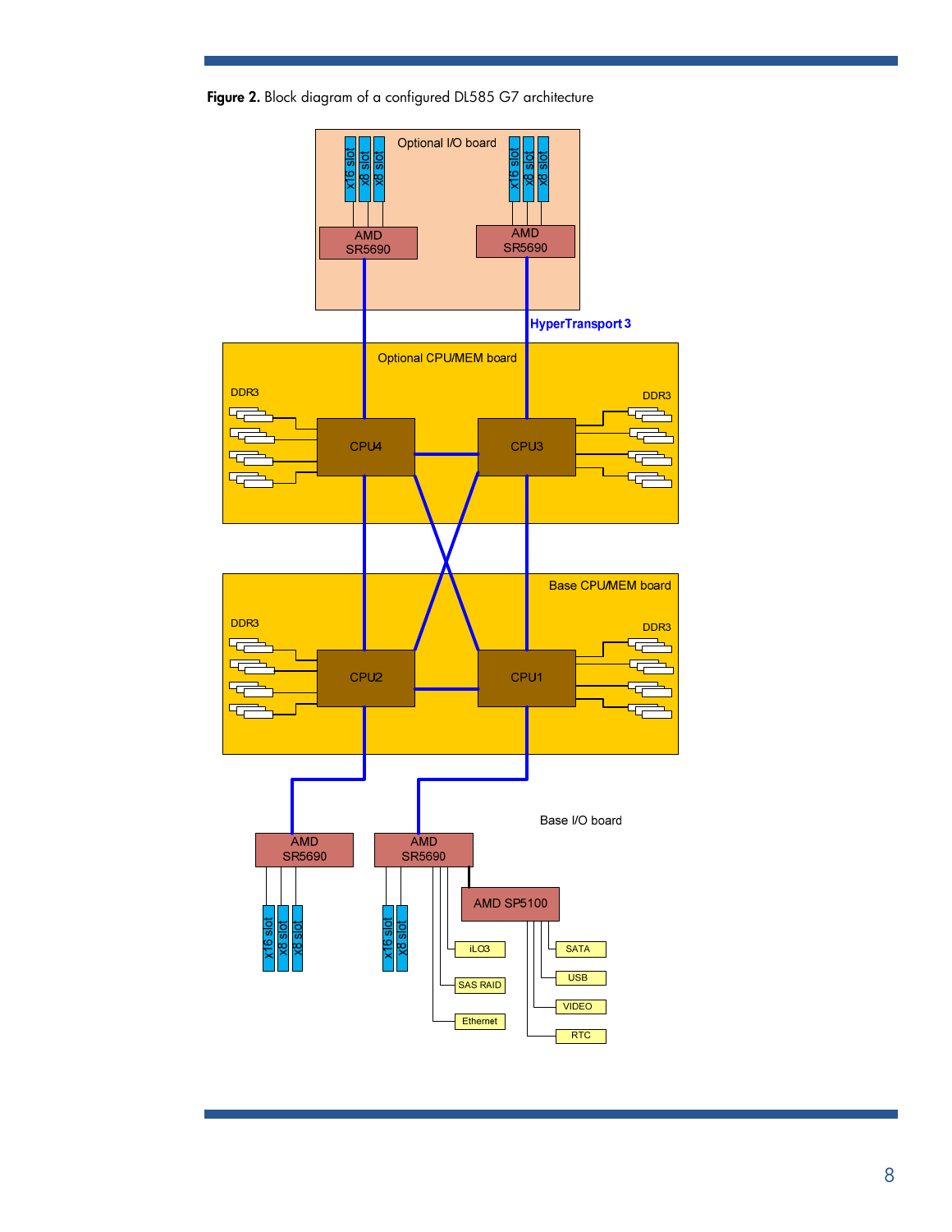**Figure 2.** Block diagram of a configured DL585 G7 architecture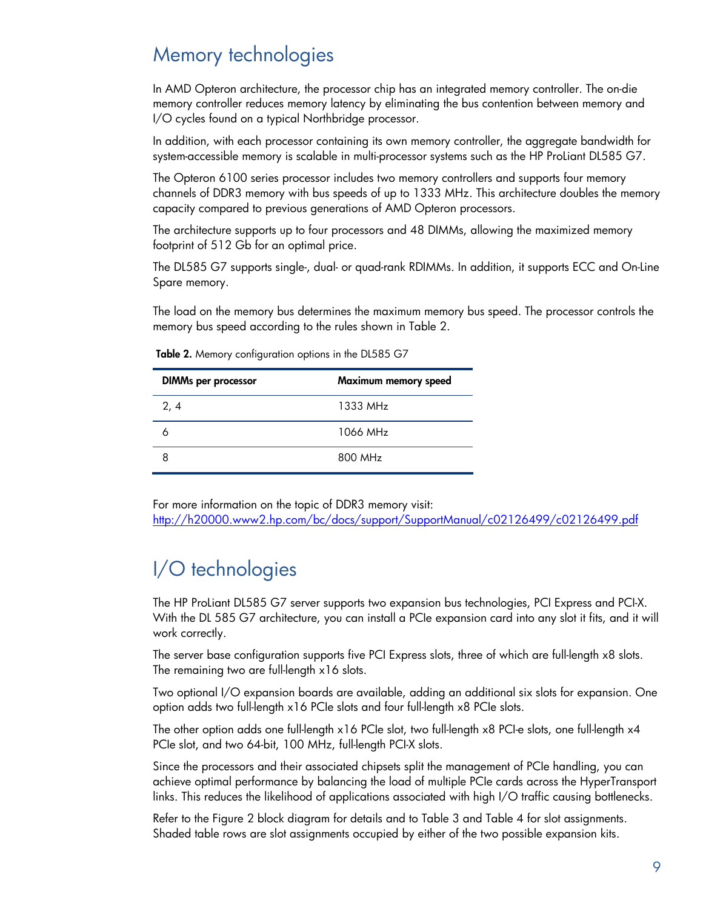## Memory technologies

In AMD Opteron architecture, the processor chip has an integrated memory controller. The on-die memory controller reduces memory latency by eliminating the bus contention between memory and I/O cycles found on a typical Northbridge processor.

In addition, with each processor containing its own memory controller, the aggregate bandwidth for system-accessible memory is scalable in multi-processor systems such as the HP ProLiant DL585 G7.

The Opteron 6100 series processor includes two memory controllers and supports four memory channels of DDR3 memory with bus speeds of up to 1333 MHz. This architecture doubles the memory capacity compared to previous generations of AMD Opteron processors.

The architecture supports up to four processors and 48 DIMMs, allowing the maximized memory footprint of 512 Gb for an optimal price.

The DL585 G7 supports single-, dual- or quad-rank RDIMMs. In addition, it supports ECC and On-Line Spare memory.

The load on the memory bus determines the maximum memory bus speed. The processor controls the memory bus speed according to the rules shown in Table 2.

**Table 2.** Memory configuration options in the DL585 G7

| DIMMs per processor | Maximum memory speed |
| --- | --- |
| 2, 4 | 1333 MHz |
| 6 | 1066 MHz |
| 8 | 800 MHz |

For more information on the topic of DDR3 memory visit:
http://h20000.www2.hp.com/bc/docs/support/SupportManual/c02126499/c02126499.pdf

## I/O technologies

The HP ProLiant DL585 G7 server supports two expansion bus technologies, PCI Express and PCI-X. With the DL 585 G7 architecture, you can install a PCIe expansion card into any slot it fits, and it will work correctly.

The server base configuration supports five PCI Express slots, three of which are full-length x8 slots. The remaining two are full-length x16 slots.

Two optional I/O expansion boards are available, adding an additional six slots for expansion. One option adds two full-length x16 PCIe slots and four full-length x8 PCIe slots.

The other option adds one full-length x16 PCIe slot, two full-length x8 PCI-e slots, one full-length x4 PCIe slot, and two 64-bit, 100 MHz, full-length PCI-X slots.

Since the processors and their associated chipsets split the management of PCIe handling, you can achieve optimal performance by balancing the load of multiple PCIe cards across the HyperTransport links. This reduces the likelihood of applications associated with high I/O traffic causing bottlenecks.

Refer to the Figure 2 block diagram for details and to Table 3 and Table 4 for slot assignments. Shaded table rows are slot assignments occupied by either of the two possible expansion kits.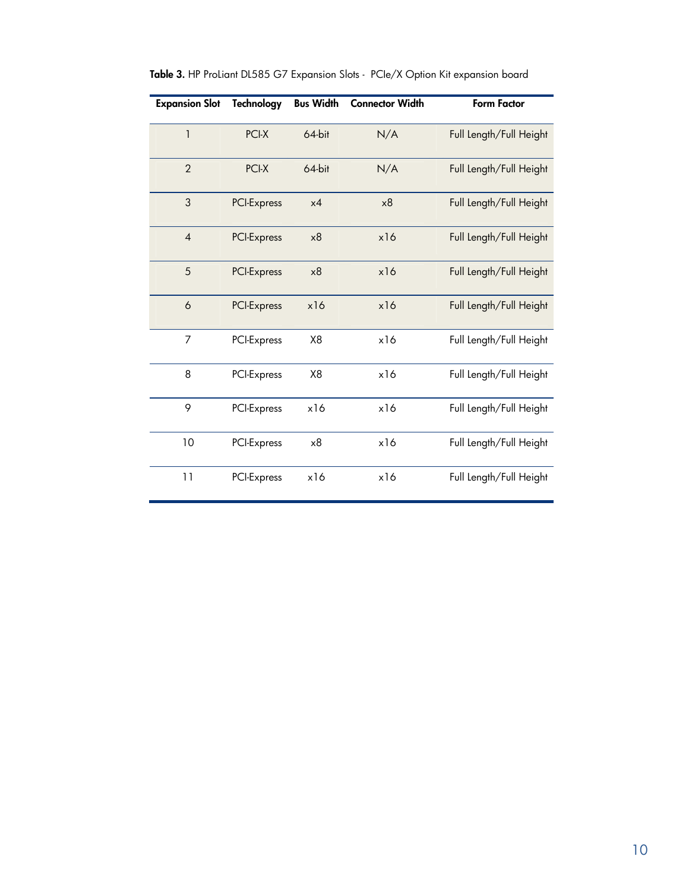**Table 3.** HP ProLiant DL585 G7 Expansion Slots - PCIe/X Option Kit expansion board

| Expansion Slot | Technology | Bus Width | Connector Width | Form Factor |
|---|---|---|---|---|
| 1 | PCI-X | 64-bit | N/A | Full Length/Full Height |
| 2 | PCI-X | 64-bit | N/A | Full Length/Full Height |
| 3 | PCI-Express | x4 | x8 | Full Length/Full Height |
| 4 | PCI-Express | x8 | x16 | Full Length/Full Height |
| 5 | PCI-Express | x8 | x16 | Full Length/Full Height |
| 6 | PCI-Express | x16 | x16 | Full Length/Full Height |
| 7 | PCI-Express | X8 | x16 | Full Length/Full Height |
| 8 | PCI-Express | X8 | x16 | Full Length/Full Height |
| 9 | PCI-Express | x16 | x16 | Full Length/Full Height |
| 10 | PCI-Express | x8 | x16 | Full Length/Full Height |
| 11 | PCI-Express | x16 | x16 | Full Length/Full Height |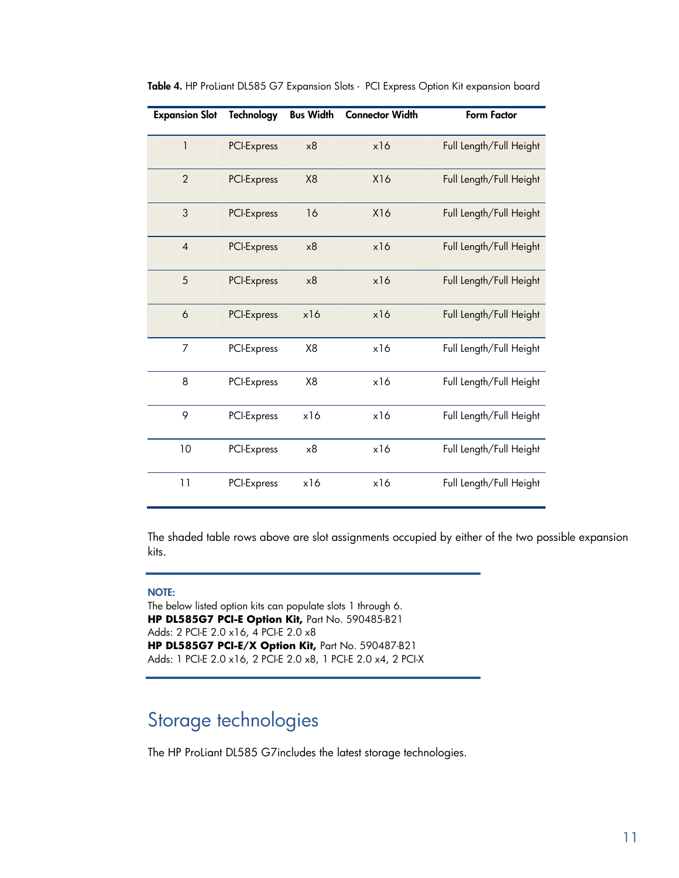**Table 4.** HP ProLiant DL585 G7 Expansion Slots - PCI Express Option Kit expansion board

| Expansion Slot | Technology | Bus Width | Connector Width | Form Factor |
|---|---|---|---|---|
| 1 | PCI-Express | x8 | x16 | Full Length/Full Height |
| 2 | PCI-Express | X8 | X16 | Full Length/Full Height |
| 3 | PCI-Express | 16 | X16 | Full Length/Full Height |
| 4 | PCI-Express | x8 | x16 | Full Length/Full Height |
| 5 | PCI-Express | x8 | x16 | Full Length/Full Height |
| 6 | PCI-Express | x16 | x16 | Full Length/Full Height |
| 7 | PCI-Express | X8 | x16 | Full Length/Full Height |
| 8 | PCI-Express | X8 | x16 | Full Length/Full Height |
| 9 | PCI-Express | x16 | x16 | Full Length/Full Height |
| 10 | PCI-Express | x8 | x16 | Full Length/Full Height |
| 11 | PCI-Express | x16 | x16 | Full Length/Full Height |

The shaded table rows above are slot assignments occupied by either of the two possible expansion kits.

**NOTE:**
The below listed option kits can populate slots 1 through 6.
**HP DL585G7 PCI-E Option Kit,** Part No. 590485-B21
Adds: 2 PCI-E 2.0 x16, 4 PCI-E 2.0 x8
**HP DL585G7 PCI-E/X Option Kit,** Part No. 590487-B21
Adds: 1 PCI-E 2.0 x16, 2 PCI-E 2.0 x8, 1 PCI-E 2.0 x4, 2 PCI-X

## Storage technologies

The HP ProLiant DL585 G7includes the latest storage technologies.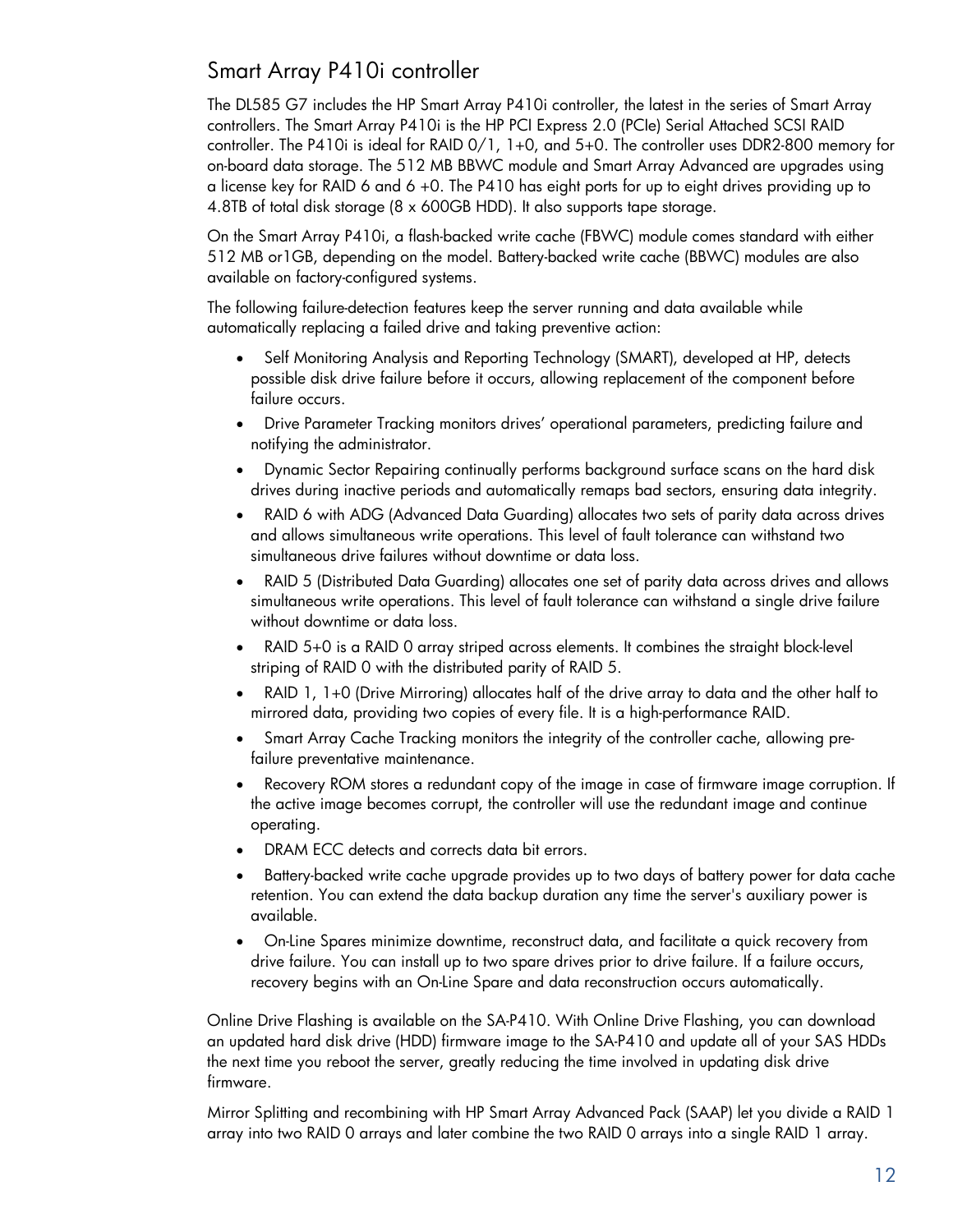## Smart Array P410i controller

The DL585 G7 includes the HP Smart Array P410i controller, the latest in the series of Smart Array controllers. The Smart Array P410i is the HP PCI Express 2.0 (PCIe) Serial Attached SCSI RAID controller. The P410i is ideal for RAID 0/1, 1+0, and 5+0. The controller uses DDR2-800 memory for on-board data storage. The 512 MB BBWC module and Smart Array Advanced are upgrades using a license key for RAID 6 and 6 +0. The P410 has eight ports for up to eight drives providing up to 4.8TB of total disk storage (8 x 600GB HDD). It also supports tape storage.

On the Smart Array P410i, a flash-backed write cache (FBWC) module comes standard with either 512 MB or1GB, depending on the model. Battery-backed write cache (BBWC) modules are also available on factory-configured systems.

The following failure-detection features keep the server running and data available while automatically replacing a failed drive and taking preventive action:

- Self Monitoring Analysis and Reporting Technology (SMART), developed at HP, detects possible disk drive failure before it occurs, allowing replacement of the component before failure occurs.
- Drive Parameter Tracking monitors drives' operational parameters, predicting failure and notifying the administrator.
- Dynamic Sector Repairing continually performs background surface scans on the hard disk drives during inactive periods and automatically remaps bad sectors, ensuring data integrity.
- RAID 6 with ADG (Advanced Data Guarding) allocates two sets of parity data across drives and allows simultaneous write operations. This level of fault tolerance can withstand two simultaneous drive failures without downtime or data loss.
- RAID 5 (Distributed Data Guarding) allocates one set of parity data across drives and allows simultaneous write operations. This level of fault tolerance can withstand a single drive failure without downtime or data loss.
- RAID 5+0 is a RAID 0 array striped across elements. It combines the straight block-level striping of RAID 0 with the distributed parity of RAID 5.
- RAID 1, 1+0 (Drive Mirroring) allocates half of the drive array to data and the other half to mirrored data, providing two copies of every file. It is a high-performance RAID.
- Smart Array Cache Tracking monitors the integrity of the controller cache, allowing pre-failure preventative maintenance.
- Recovery ROM stores a redundant copy of the image in case of firmware image corruption. If the active image becomes corrupt, the controller will use the redundant image and continue operating.
- DRAM ECC detects and corrects data bit errors.
- Battery-backed write cache upgrade provides up to two days of battery power for data cache retention. You can extend the data backup duration any time the server's auxiliary power is available.
- On-Line Spares minimize downtime, reconstruct data, and facilitate a quick recovery from drive failure. You can install up to two spare drives prior to drive failure. If a failure occurs, recovery begins with an On-Line Spare and data reconstruction occurs automatically.

Online Drive Flashing is available on the SA-P410. With Online Drive Flashing, you can download an updated hard disk drive (HDD) firmware image to the SA-P410 and update all of your SAS HDDs the next time you reboot the server, greatly reducing the time involved in updating disk drive firmware.

Mirror Splitting and recombining with HP Smart Array Advanced Pack (SAAP) let you divide a RAID 1 array into two RAID 0 arrays and later combine the two RAID 0 arrays into a single RAID 1 array.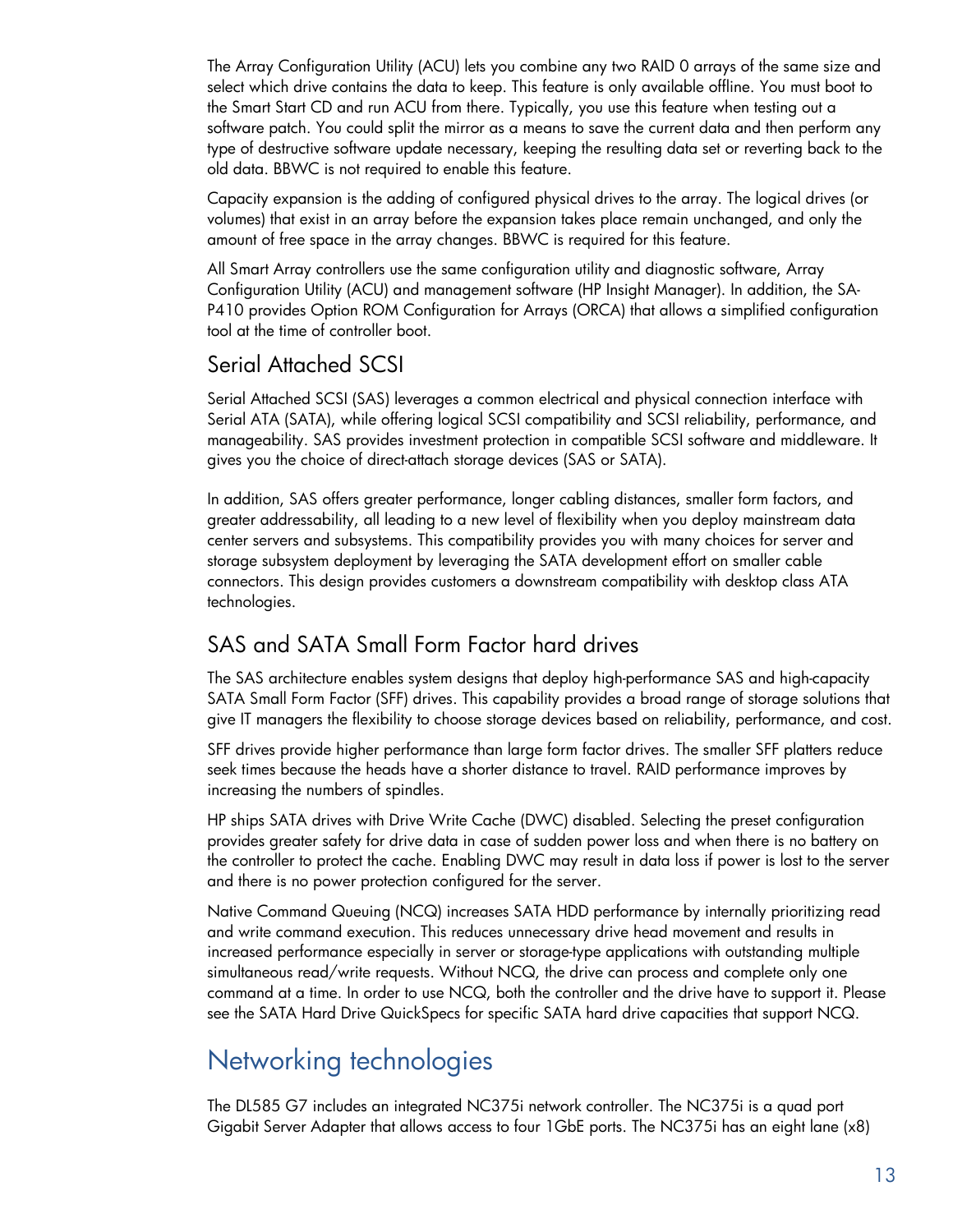The Array Configuration Utility (ACU) lets you combine any two RAID 0 arrays of the same size and select which drive contains the data to keep. This feature is only available offline. You must boot to the Smart Start CD and run ACU from there. Typically, you use this feature when testing out a software patch. You could split the mirror as a means to save the current data and then perform any type of destructive software update necessary, keeping the resulting data set or reverting back to the old data. BBWC is not required to enable this feature.

Capacity expansion is the adding of configured physical drives to the array. The logical drives (or volumes) that exist in an array before the expansion takes place remain unchanged, and only the amount of free space in the array changes. BBWC is required for this feature.

All Smart Array controllers use the same configuration utility and diagnostic software, Array Configuration Utility (ACU) and management software (HP Insight Manager). In addition, the SA-P410 provides Option ROM Configuration for Arrays (ORCA) that allows a simplified configuration tool at the time of controller boot.

## Serial Attached SCSI

Serial Attached SCSI (SAS) leverages a common electrical and physical connection interface with Serial ATA (SATA), while offering logical SCSI compatibility and SCSI reliability, performance, and manageability. SAS provides investment protection in compatible SCSI software and middleware. It gives you the choice of direct-attach storage devices (SAS or SATA).

In addition, SAS offers greater performance, longer cabling distances, smaller form factors, and greater addressability, all leading to a new level of flexibility when you deploy mainstream data center servers and subsystems. This compatibility provides you with many choices for server and storage subsystem deployment by leveraging the SATA development effort on smaller cable connectors. This design provides customers a downstream compatibility with desktop class ATA technologies.

## SAS and SATA Small Form Factor hard drives

The SAS architecture enables system designs that deploy high-performance SAS and high-capacity SATA Small Form Factor (SFF) drives. This capability provides a broad range of storage solutions that give IT managers the flexibility to choose storage devices based on reliability, performance, and cost.

SFF drives provide higher performance than large form factor drives. The smaller SFF platters reduce seek times because the heads have a shorter distance to travel. RAID performance improves by increasing the numbers of spindles.

HP ships SATA drives with Drive Write Cache (DWC) disabled. Selecting the preset configuration provides greater safety for drive data in case of sudden power loss and when there is no battery on the controller to protect the cache. Enabling DWC may result in data loss if power is lost to the server and there is no power protection configured for the server.

Native Command Queuing (NCQ) increases SATA HDD performance by internally prioritizing read and write command execution. This reduces unnecessary drive head movement and results in increased performance especially in server or storage-type applications with outstanding multiple simultaneous read/write requests. Without NCQ, the drive can process and complete only one command at a time. In order to use NCQ, both the controller and the drive have to support it. Please see the SATA Hard Drive QuickSpecs for specific SATA hard drive capacities that support NCQ.

# Networking technologies

The DL585 G7 includes an integrated NC375i network controller. The NC375i is a quad port Gigabit Server Adapter that allows access to four 1GbE ports. The NC375i has an eight lane (x8)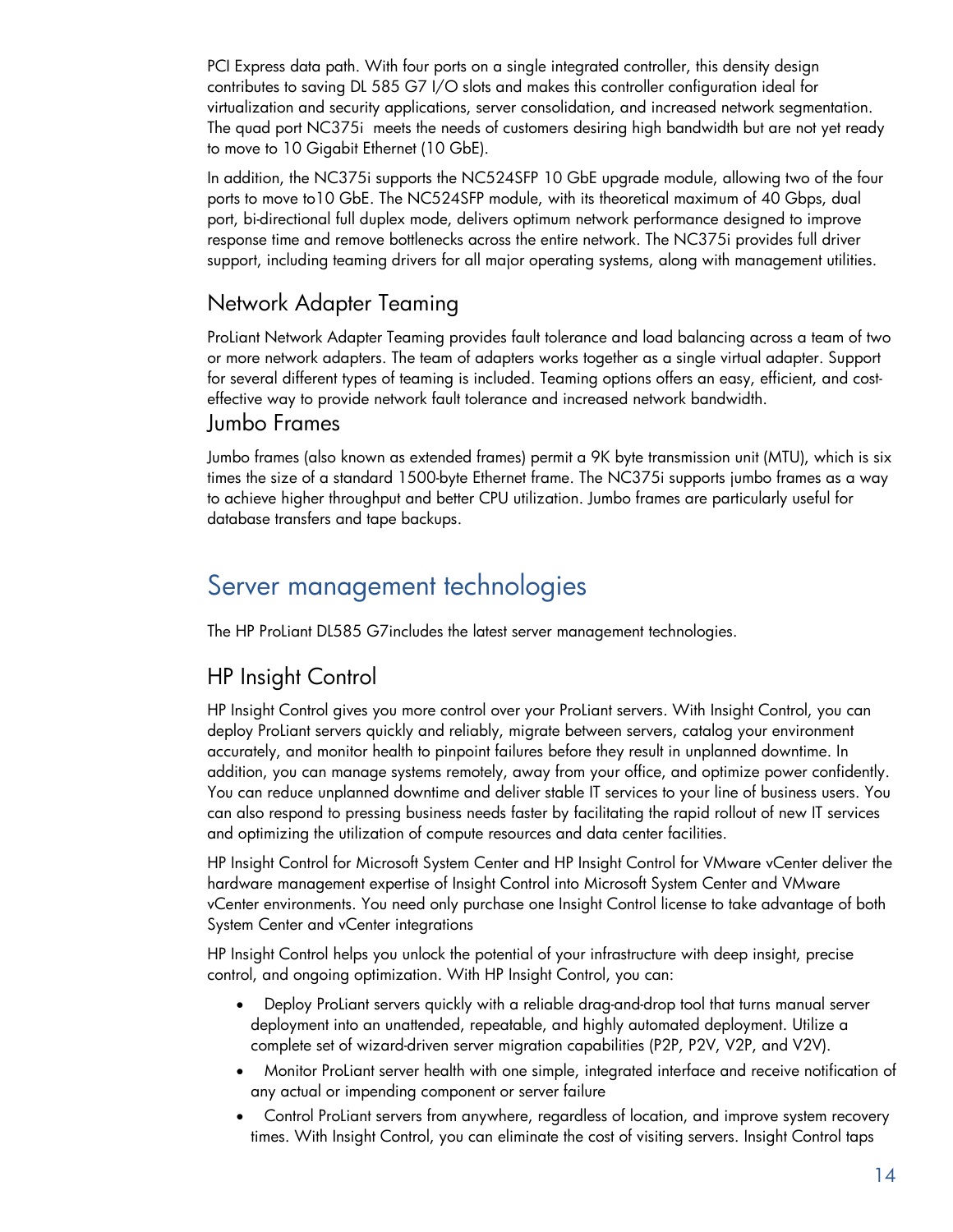PCI Express data path. With four ports on a single integrated controller, this density design contributes to saving DL 585 G7 I/O slots and makes this controller configuration ideal for virtualization and security applications, server consolidation, and increased network segmentation. The quad port NC375i meets the needs of customers desiring high bandwidth but are not yet ready to move to 10 Gigabit Ethernet (10 GbE).

In addition, the NC375i supports the NC524SFP 10 GbE upgrade module, allowing two of the four ports to move to10 GbE. The NC524SFP module, with its theoretical maximum of 40 Gbps, dual port, bi-directional full duplex mode, delivers optimum network performance designed to improve response time and remove bottlenecks across the entire network. The NC375i provides full driver support, including teaming drivers for all major operating systems, along with management utilities.

### Network Adapter Teaming

ProLiant Network Adapter Teaming provides fault tolerance and load balancing across a team of two or more network adapters. The team of adapters works together as a single virtual adapter. Support for several different types of teaming is included. Teaming options offers an easy, efficient, and cost-effective way to provide network fault tolerance and increased network bandwidth.

### Jumbo Frames

Jumbo frames (also known as extended frames) permit a 9K byte transmission unit (MTU), which is six times the size of a standard 1500-byte Ethernet frame. The NC375i supports jumbo frames as a way to achieve higher throughput and better CPU utilization. Jumbo frames are particularly useful for database transfers and tape backups.

## Server management technologies

The HP ProLiant DL585 G7includes the latest server management technologies.

### HP Insight Control

HP Insight Control gives you more control over your ProLiant servers. With Insight Control, you can deploy ProLiant servers quickly and reliably, migrate between servers, catalog your environment accurately, and monitor health to pinpoint failures before they result in unplanned downtime. In addition, you can manage systems remotely, away from your office, and optimize power confidently. You can reduce unplanned downtime and deliver stable IT services to your line of business users. You can also respond to pressing business needs faster by facilitating the rapid rollout of new IT services and optimizing the utilization of compute resources and data center facilities.

HP Insight Control for Microsoft System Center and HP Insight Control for VMware vCenter deliver the hardware management expertise of Insight Control into Microsoft System Center and VMware vCenter environments. You need only purchase one Insight Control license to take advantage of both System Center and vCenter integrations

HP Insight Control helps you unlock the potential of your infrastructure with deep insight, precise control, and ongoing optimization. With HP Insight Control, you can:

- Deploy ProLiant servers quickly with a reliable drag-and-drop tool that turns manual server deployment into an unattended, repeatable, and highly automated deployment. Utilize a complete set of wizard-driven server migration capabilities (P2P, P2V, V2P, and V2V).
- Monitor ProLiant server health with one simple, integrated interface and receive notification of any actual or impending component or server failure
- Control ProLiant servers from anywhere, regardless of location, and improve system recovery times. With Insight Control, you can eliminate the cost of visiting servers. Insight Control taps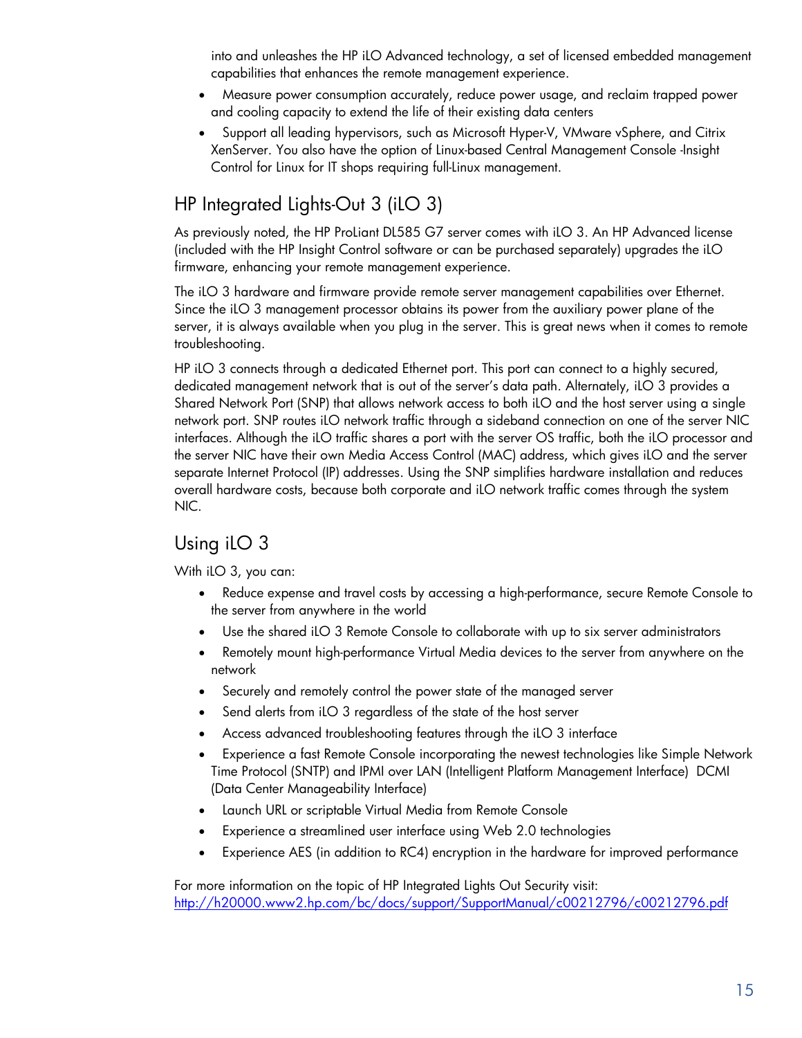into and unleashes the HP iLO Advanced technology, a set of licensed embedded management capabilities that enhances the remote management experience.

- Measure power consumption accurately, reduce power usage, and reclaim trapped power and cooling capacity to extend the life of their existing data centers
- Support all leading hypervisors, such as Microsoft Hyper-V, VMware vSphere, and Citrix XenServer. You also have the option of Linux-based Central Management Console -Insight Control for Linux for IT shops requiring full-Linux management.

## HP Integrated Lights-Out 3 (iLO 3)

As previously noted, the HP ProLiant DL585 G7 server comes with iLO 3. An HP Advanced license (included with the HP Insight Control software or can be purchased separately) upgrades the iLO firmware, enhancing your remote management experience.

The iLO 3 hardware and firmware provide remote server management capabilities over Ethernet. Since the iLO 3 management processor obtains its power from the auxiliary power plane of the server, it is always available when you plug in the server. This is great news when it comes to remote troubleshooting.

HP iLO 3 connects through a dedicated Ethernet port. This port can connect to a highly secured, dedicated management network that is out of the server's data path. Alternately, iLO 3 provides a Shared Network Port (SNP) that allows network access to both iLO and the host server using a single network port. SNP routes iLO network traffic through a sideband connection on one of the server NIC interfaces. Although the iLO traffic shares a port with the server OS traffic, both the iLO processor and the server NIC have their own Media Access Control (MAC) address, which gives iLO and the server separate Internet Protocol (IP) addresses. Using the SNP simplifies hardware installation and reduces overall hardware costs, because both corporate and iLO network traffic comes through the system NIC.

## Using iLO 3

With iLO 3, you can:

- Reduce expense and travel costs by accessing a high-performance, secure Remote Console to the server from anywhere in the world
- Use the shared iLO 3 Remote Console to collaborate with up to six server administrators
- Remotely mount high-performance Virtual Media devices to the server from anywhere on the network
- Securely and remotely control the power state of the managed server
- Send alerts from iLO 3 regardless of the state of the host server
- Access advanced troubleshooting features through the iLO 3 interface
- Experience a fast Remote Console incorporating the newest technologies like Simple Network Time Protocol (SNTP) and IPMI over LAN (Intelligent Platform Management Interface) DCMI (Data Center Manageability Interface)
- Launch URL or scriptable Virtual Media from Remote Console
- Experience a streamlined user interface using Web 2.0 technologies
- Experience AES (in addition to RC4) encryption in the hardware for improved performance

For more information on the topic of HP Integrated Lights Out Security visit: http://h20000.www2.hp.com/bc/docs/support/SupportManual/c00212796/c00212796.pdf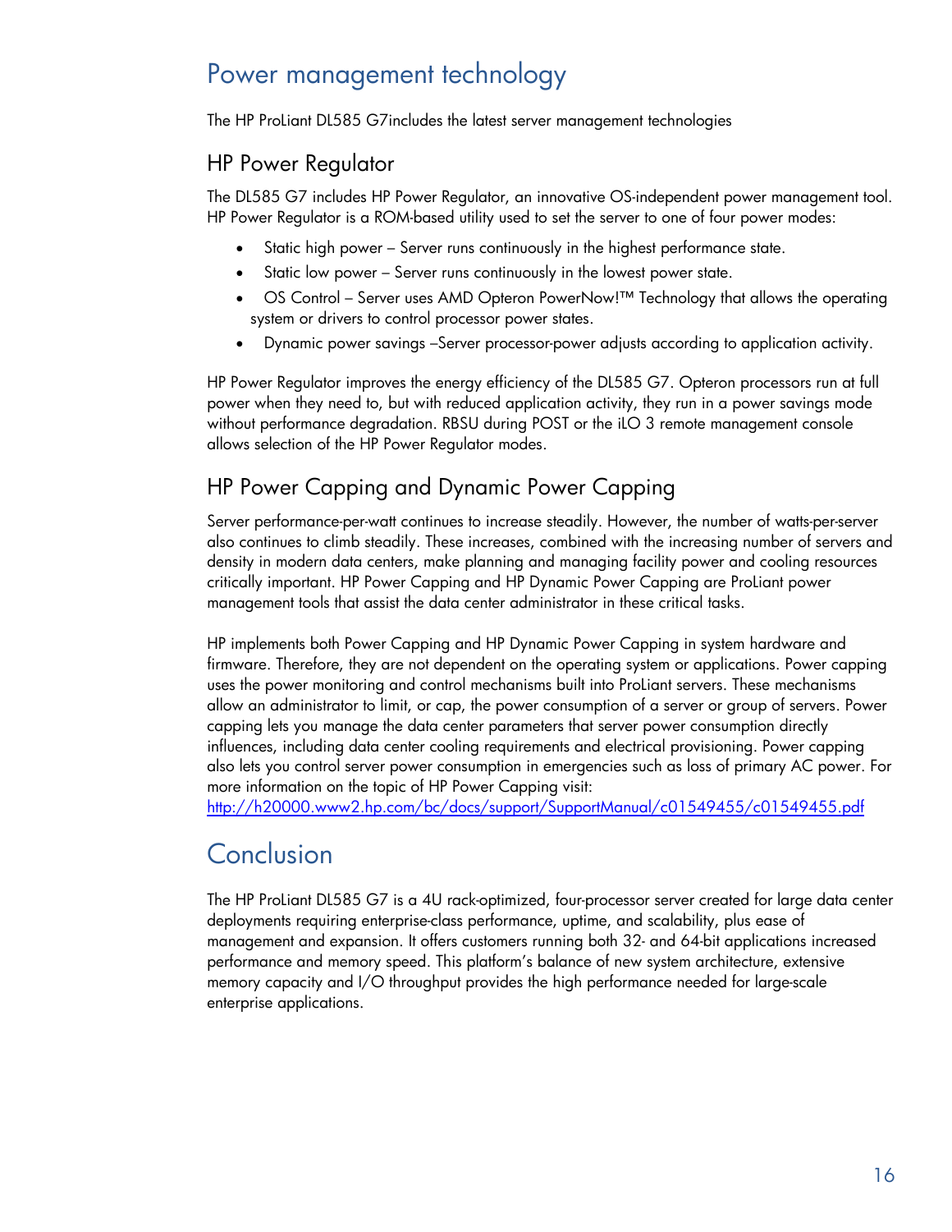# Power management technology

The HP ProLiant DL585 G7includes the latest server management technologies

## HP Power Regulator

The DL585 G7 includes HP Power Regulator, an innovative OS-independent power management tool. HP Power Regulator is a ROM-based utility used to set the server to one of four power modes:

- Static high power – Server runs continuously in the highest performance state.
- Static low power – Server runs continuously in the lowest power state.
- OS Control – Server uses AMD Opteron PowerNow!™ Technology that allows the operating system or drivers to control processor power states.
- Dynamic power savings –Server processor-power adjusts according to application activity.

HP Power Regulator improves the energy efficiency of the DL585 G7. Opteron processors run at full power when they need to, but with reduced application activity, they run in a power savings mode without performance degradation. RBSU during POST or the iLO 3 remote management console allows selection of the HP Power Regulator modes.

## HP Power Capping and Dynamic Power Capping

Server performance-per-watt continues to increase steadily. However, the number of watts-per-server also continues to climb steadily. These increases, combined with the increasing number of servers and density in modern data centers, make planning and managing facility power and cooling resources critically important. HP Power Capping and HP Dynamic Power Capping are ProLiant power management tools that assist the data center administrator in these critical tasks.

HP implements both Power Capping and HP Dynamic Power Capping in system hardware and firmware. Therefore, they are not dependent on the operating system or applications. Power capping uses the power monitoring and control mechanisms built into ProLiant servers. These mechanisms allow an administrator to limit, or cap, the power consumption of a server or group of servers. Power capping lets you manage the data center parameters that server power consumption directly influences, including data center cooling requirements and electrical provisioning. Power capping also lets you control server power consumption in emergencies such as loss of primary AC power. For more information on the topic of HP Power Capping visit:
http://h20000.www2.hp.com/bc/docs/support/SupportManual/c01549455/c01549455.pdf

# Conclusion

The HP ProLiant DL585 G7 is a 4U rack-optimized, four-processor server created for large data center deployments requiring enterprise-class performance, uptime, and scalability, plus ease of management and expansion. It offers customers running both 32- and 64-bit applications increased performance and memory speed. This platform's balance of new system architecture, extensive memory capacity and I/O throughput provides the high performance needed for large-scale enterprise applications.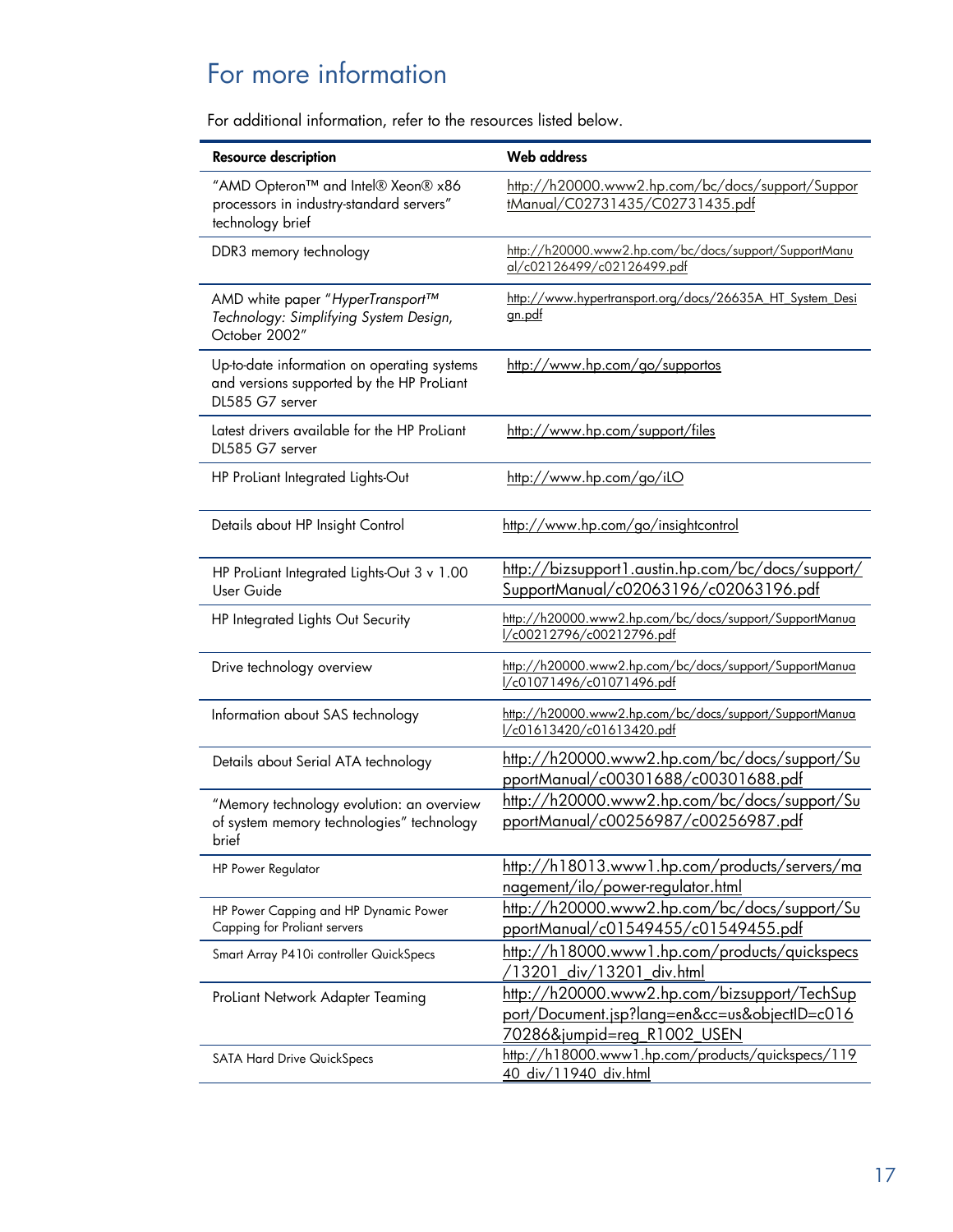## For more information

For additional information, refer to the resources listed below.

| Resource description | Web address |
|---|---|
| "AMD Opteron™ and Intel® Xeon® x86 processors in industry-standard servers" technology brief | http://h20000.www2.hp.com/bc/docs/support/SupportManual/C02731435/C02731435.pdf |
| DDR3 memory technology | http://h20000.www2.hp.com/bc/docs/support/SupportManual/c02126499/c02126499.pdf |
| AMD white paper "*HyperTransport™ Technology: Simplifying System Design*, October 2002" | http://www.hypertransport.org/docs/26635A_HT_System_Design.pdf |
| Up-to-date information on operating systems and versions supported by the HP ProLiant DL585 G7 server | http://www.hp.com/go/supportos |
| Latest drivers available for the HP ProLiant DL585 G7 server | http://www.hp.com/support/files |
| HP ProLiant Integrated Lights-Out | http://www.hp.com/go/iLO |
| Details about HP Insight Control | http://www.hp.com/go/insightcontrol |
| HP ProLiant Integrated Lights-Out 3 v 1.00 User Guide | http://bizsupport1.austin.hp.com/bc/docs/support/SupportManual/c02063196/c02063196.pdf |
| HP Integrated Lights Out Security | http://h20000.www2.hp.com/bc/docs/support/SupportManual/c00212796/c00212796.pdf |
| Drive technology overview | http://h20000.www2.hp.com/bc/docs/support/SupportManual/c01071496/c01071496.pdf |
| Information about SAS technology | http://h20000.www2.hp.com/bc/docs/support/SupportManual/c01613420/c01613420.pdf |
| Details about Serial ATA technology | http://h20000.www2.hp.com/bc/docs/support/SupportManual/c00301688/c00301688.pdf |
| "Memory technology evolution: an overview of system memory technologies" technology brief | http://h20000.www2.hp.com/bc/docs/support/SupportManual/c00256987/c00256987.pdf |
| HP Power Regulator | http://h18013.www1.hp.com/products/servers/management/ilo/power-regulator.html |
| HP Power Capping and HP Dynamic Power Capping for Proliant servers | http://h20000.www2.hp.com/bc/docs/support/SupportManual/c01549455/c01549455.pdf |
| Smart Array P410i controller QuickSpecs | http://h18000.www1.hp.com/products/quickspecs/13201_div/13201_div.html |
| ProLiant Network Adapter Teaming | http://h20000.www2.hp.com/bizsupport/TechSupport/Document.jsp?lang=en&cc=us&objectID=c01670286&jumpid=reg_R1002_USEN |
| SATA Hard Drive QuickSpecs | http://h18000.www1.hp.com/products/quickspecs/11940_div/11940_div.html |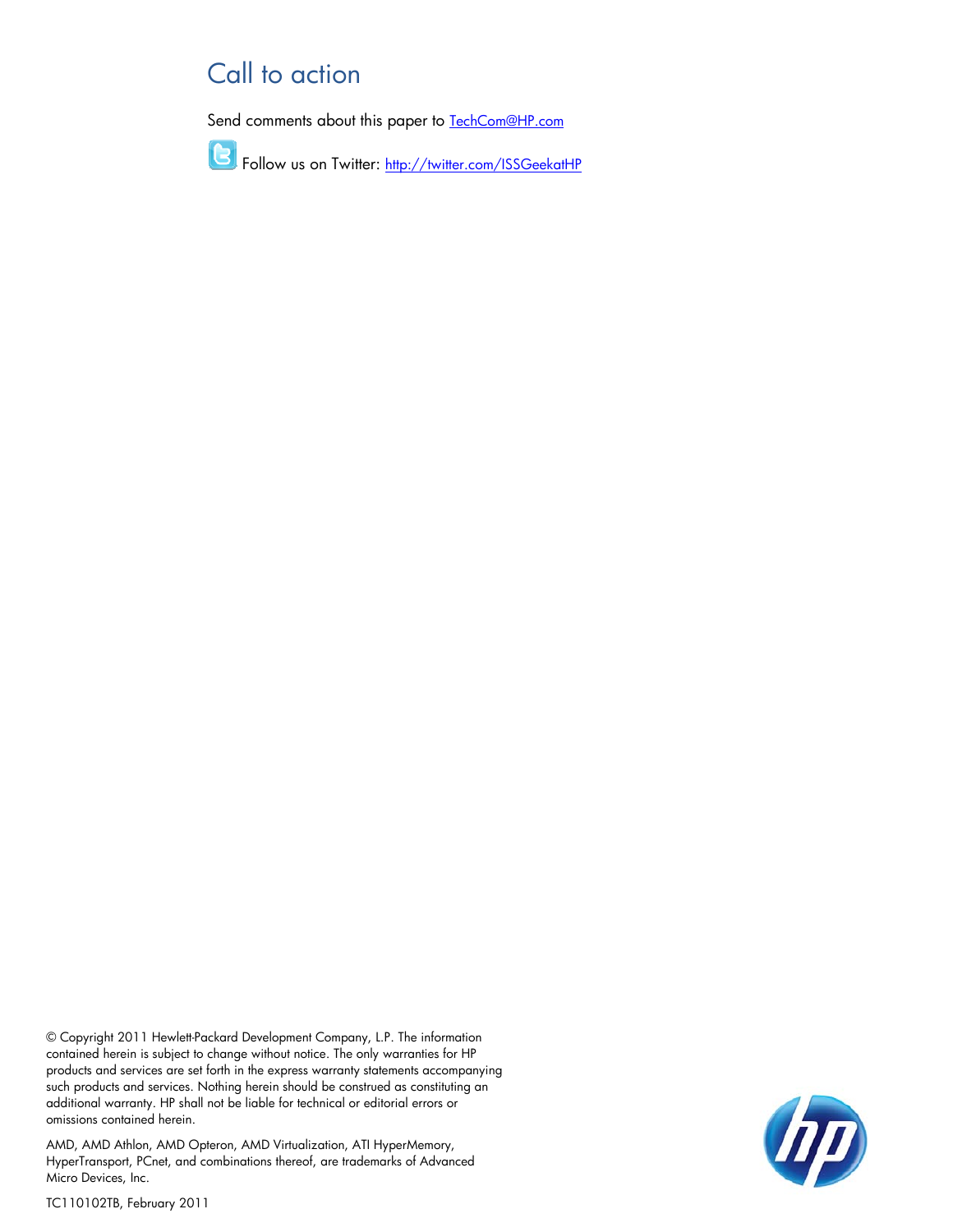## Call to action

Send comments about this paper to [TechCom@HP.com](mailto:TechCom@HP.com)

Follow us on Twitter: [http://twitter.com/ISSGeekatHP](http://twitter.com/ISSGeekatHP)

© Copyright 2011 Hewlett-Packard Development Company, L.P. The information contained herein is subject to change without notice. The only warranties for HP products and services are set forth in the express warranty statements accompanying such products and services. Nothing herein should be construed as constituting an additional warranty. HP shall not be liable for technical or editorial errors or omissions contained herein.

AMD, AMD Athlon, AMD Opteron, AMD Virtualization, ATI HyperMemory, HyperTransport, PCnet, and combinations thereof, are trademarks of Advanced Micro Devices, Inc.

TC110102TB, February 2011